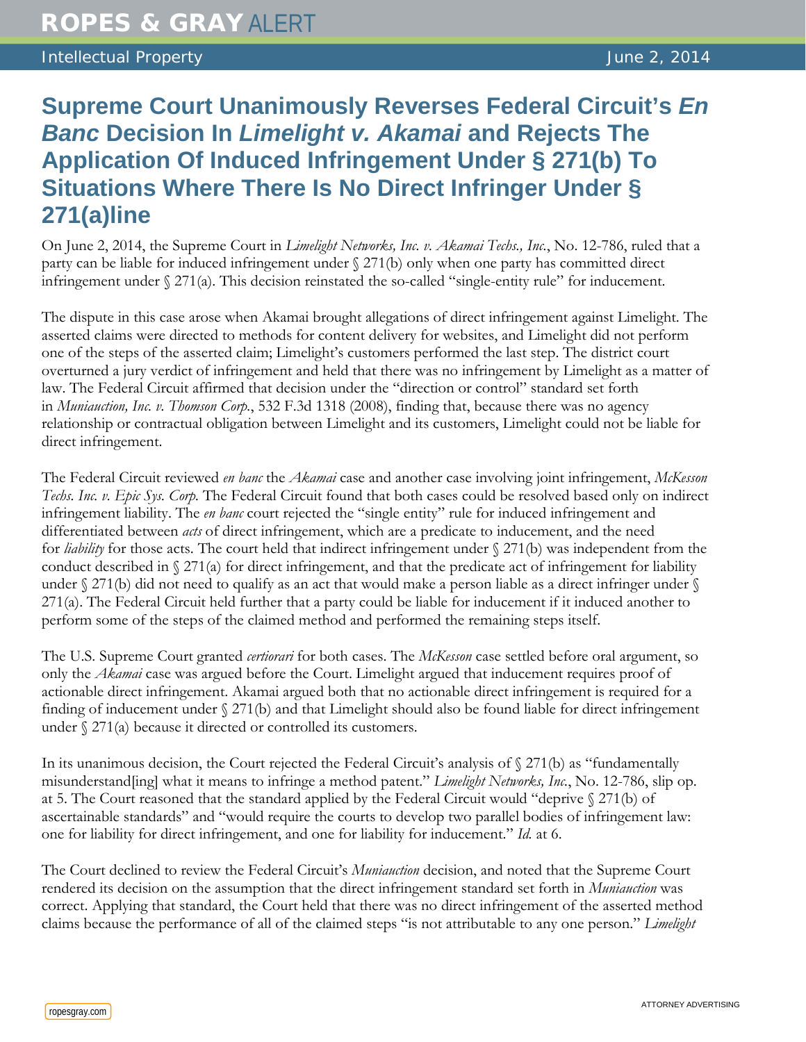ROPES & GRAY ALERT

Intellectual Property June 2, 2014

# Supreme Court Unanimously Reverses Federal Circuit's *En Banc* Decision In *Limelight v. Akamai* and Rejects The Application Of Induced Infringement Under § 271(b) To Situations Where There Is No Direct Infringer Under § 271(a)line

On June 2, 2014, the Supreme Court in *Limelight Networks, Inc. v. Akamai Techs., Inc.*, No. 12-786, ruled that a party can be liable for induced infringement under § 271(b) only when one party has committed direct infringement under § 271(a). This decision reinstated the so-called "single-entity rule" for inducement.

The dispute in this case arose when Akamai brought allegations of direct infringement against Limelight. The asserted claims were directed to methods for content delivery for websites, and Limelight did not perform one of the steps of the asserted claim; Limelight's customers performed the last step. The district court overturned a jury verdict of infringement and held that there was no infringement by Limelight as a matter of law. The Federal Circuit affirmed that decision under the "direction or control" standard set forth in *Muniauction, Inc. v. Thomson Corp.*, 532 F.3d 1318 (2008), finding that, because there was no agency relationship or contractual obligation between Limelight and its customers, Limelight could not be liable for direct infringement.

The Federal Circuit reviewed *en banc* the *Akamai* case and another case involving joint infringement, *McKesson Techs. Inc. v. Epic Sys. Corp.* The Federal Circuit found that both cases could be resolved based only on indirect infringement liability. The *en banc* court rejected the "single entity" rule for induced infringement and differentiated between *acts* of direct infringement, which are a predicate to inducement, and the need for *liability* for those acts. The court held that indirect infringement under § 271(b) was independent from the conduct described in § 271(a) for direct infringement, and that the predicate act of infringement for liability under § 271(b) did not need to qualify as an act that would make a person liable as a direct infringer under § 271(a). The Federal Circuit held further that a party could be liable for inducement if it induced another to perform some of the steps of the claimed method and performed the remaining steps itself.

The U.S. Supreme Court granted *certiorari* for both cases. The *McKesson* case settled before oral argument, so only the *Akamai* case was argued before the Court. Limelight argued that inducement requires proof of actionable direct infringement. Akamai argued both that no actionable direct infringement is required for a finding of inducement under § 271(b) and that Limelight should also be found liable for direct infringement under § 271(a) because it directed or controlled its customers.

In its unanimous decision, the Court rejected the Federal Circuit's analysis of § 271(b) as "fundamentally misunderstand[ing] what it means to infringe a method patent." *Limelight Networks, Inc.*, No. 12-786, slip op. at 5. The Court reasoned that the standard applied by the Federal Circuit would "deprive § 271(b) of ascertainable standards" and "would require the courts to develop two parallel bodies of infringement law: one for liability for direct infringement, and one for liability for inducement." *Id.* at 6.

The Court declined to review the Federal Circuit's *Muniauction* decision, and noted that the Supreme Court rendered its decision on the assumption that the direct infringement standard set forth in *Muniauction* was correct. Applying that standard, the Court held that there was no direct infringement of the asserted method claims because the performance of all of the claimed steps "is not attributable to any one person." *Limelight*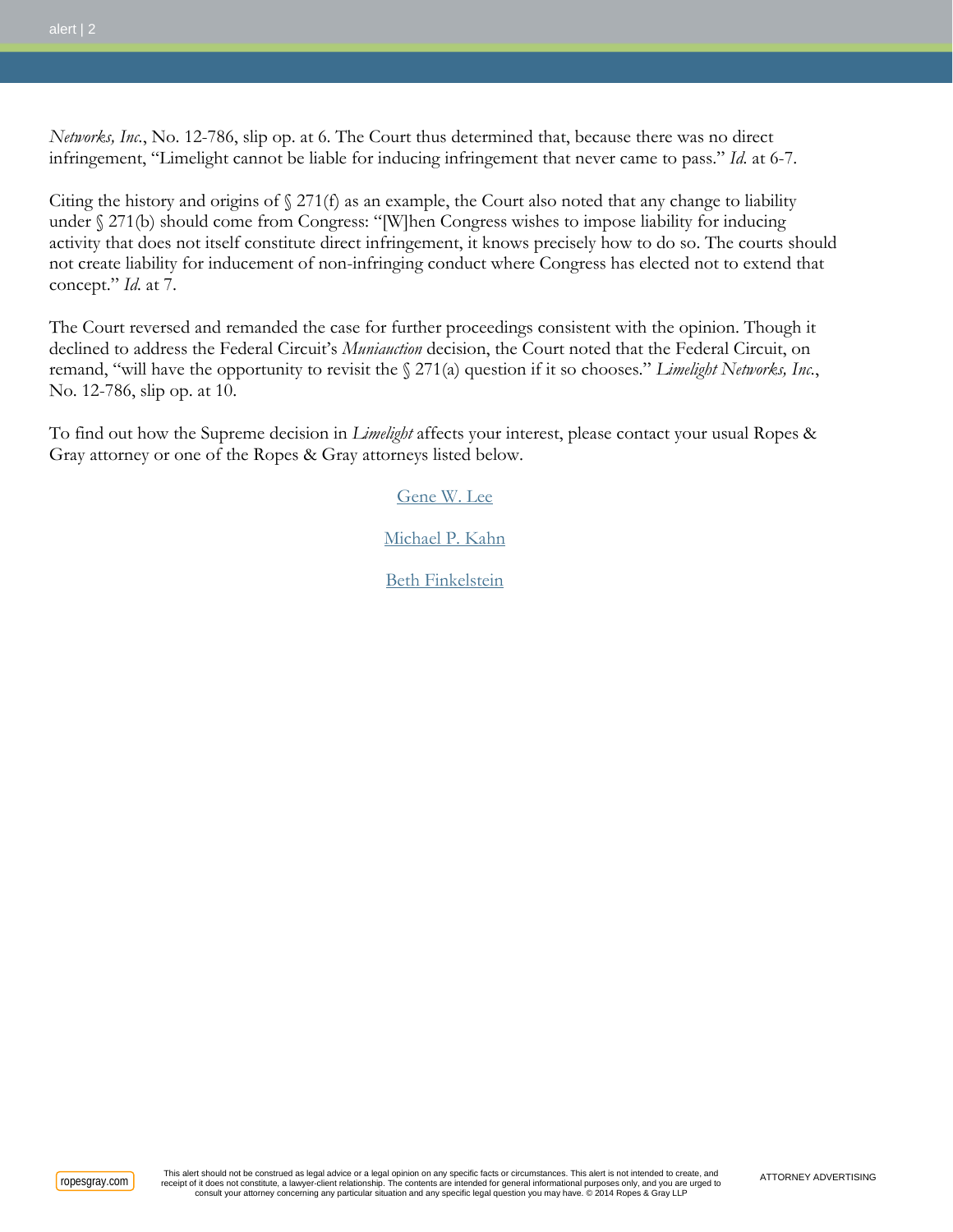*Networks, Inc.*, No. 12-786, slip op. at 6. The Court thus determined that, because there was no direct infringement, "Limelight cannot be liable for inducing infringement that never came to pass." *Id.* at 6-7.

Citing the history and origins of § 271(f) as an example, the Court also noted that any change to liability under § 271(b) should come from Congress: "[W]hen Congress wishes to impose liability for inducing activity that does not itself constitute direct infringement, it knows precisely how to do so. The courts should not create liability for inducement of non-infringing conduct where Congress has elected not to extend that concept." *Id.* at 7.

The Court reversed and remanded the case for further proceedings consistent with the opinion. Though it declined to address the Federal Circuit's *Muniauction* decision, the Court noted that the Federal Circuit, on remand, "will have the opportunity to revisit the § 271(a) question if it so chooses." *Limelight Networks, Inc.*, No. 12-786, slip op. at 10.

To find out how the Supreme decision in *Limelight* affects your interest, please contact your usual Ropes & Gray attorney or one of the Ropes & Gray attorneys listed below.

Gene W. Lee

Michael P. Kahn

Beth Finkelstein

This alert should not be construed as legal advice or a legal opinion on any specific facts or circumstances. This alert is not intended to create, and receipt of it does not constitute, a lawyer-client relationship. The contents are intended for general informational purposes only, and you are urged to consult your attorney concerning any particular situation and any specific legal question you may have. © 2014 Ropes & Gray LLP

ATTORNEY ADVERTISING